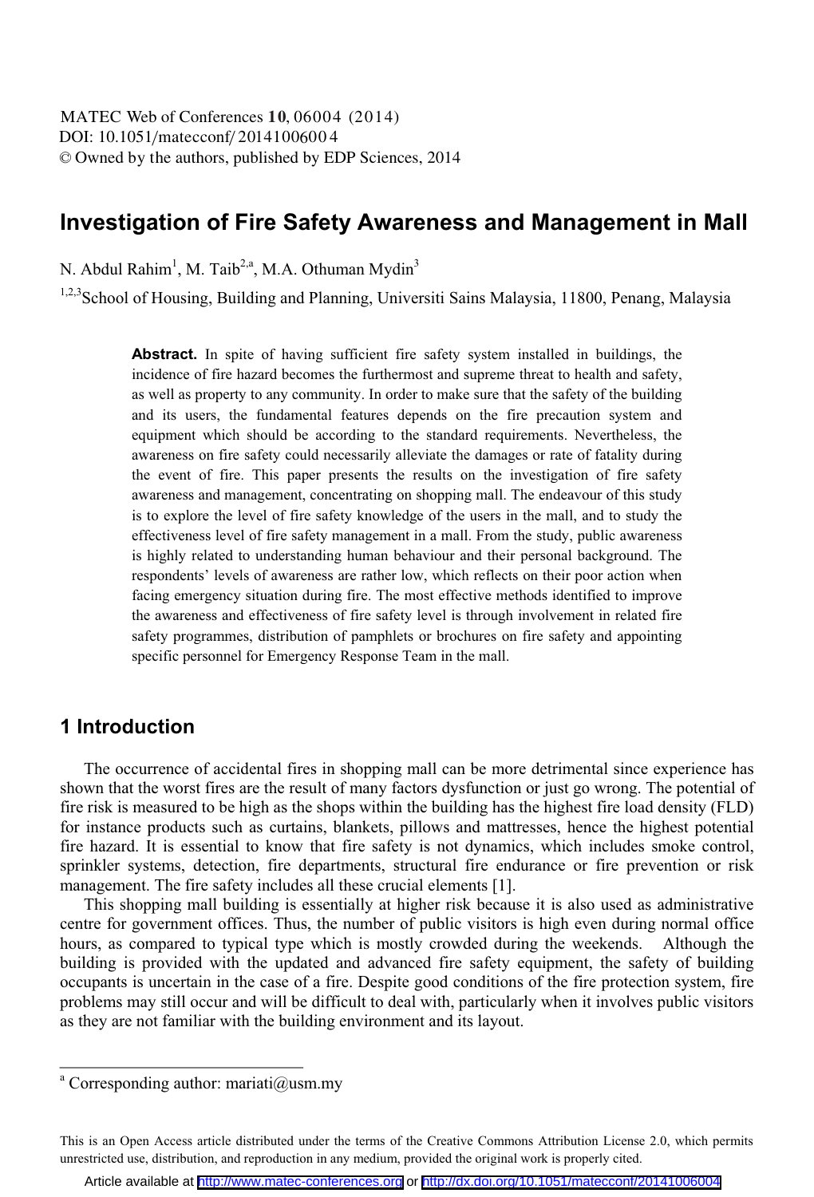# Investigation of Fire Safety Awareness and Management in Mall

N. Abdul Rahim[1], M. Taib[2,a], M.A. Othuman Mydin[3]

[1,2,3]School of Housing, Building and Planning, Universiti Sains Malaysia, 11800, Penang, Malaysia

**Abstract.** In spite of having sufficient fire safety system installed in buildings, the incidence of fire hazard becomes the furthermost and supreme threat to health and safety, as well as property to any community. In order to make sure that the safety of the building and its users, the fundamental features depends on the fire precaution system and equipment which should be according to the standard requirements. Nevertheless, the awareness on fire safety could necessarily alleviate the damages or rate of fatality during the event of fire. This paper presents the results on the investigation of fire safety awareness and management, concentrating on shopping mall. The endeavour of this study is to explore the level of fire safety knowledge of the users in the mall, and to study the effectiveness level of fire safety management in a mall. From the study, public awareness is highly related to understanding human behaviour and their personal background. The respondents' levels of awareness are rather low, which reflects on their poor action when facing emergency situation during fire. The most effective methods identified to improve the awareness and effectiveness of fire safety level is through involvement in related fire safety programmes, distribution of pamphlets or brochures on fire safety and appointing specific personnel for Emergency Response Team in the mall.

## 1 Introduction

The occurrence of accidental fires in shopping mall can be more detrimental since experience has shown that the worst fires are the result of many factors dysfunction or just go wrong. The potential of fire risk is measured to be high as the shops within the building has the highest fire load density (FLD) for instance products such as curtains, blankets, pillows and mattresses, hence the highest potential fire hazard. It is essential to know that fire safety is not dynamics, which includes smoke control, sprinkler systems, detection, fire departments, structural fire endurance or fire prevention or risk management. The fire safety includes all these crucial elements [1].

This shopping mall building is essentially at higher risk because it is also used as administrative centre for government offices. Thus, the number of public visitors is high even during normal office hours, as compared to typical type which is mostly crowded during the weekends. Although the building is provided with the updated and advanced fire safety equipment, the safety of building occupants is uncertain in the case of a fire. Despite good conditions of the fire protection system, fire problems may still occur and will be difficult to deal with, particularly when it involves public visitors as they are not familiar with the building environment and its layout.

[a] Corresponding author: mariati@usm.my

This is an Open Access article distributed under the terms of the Creative Commons Attribution License 2.0, which permits unrestricted use, distribution, and reproduction in any medium, provided the original work is properly cited.

Article available at http://www.matec-conferences.org or http://dx.doi.org/10.1051/matecconf/20141006004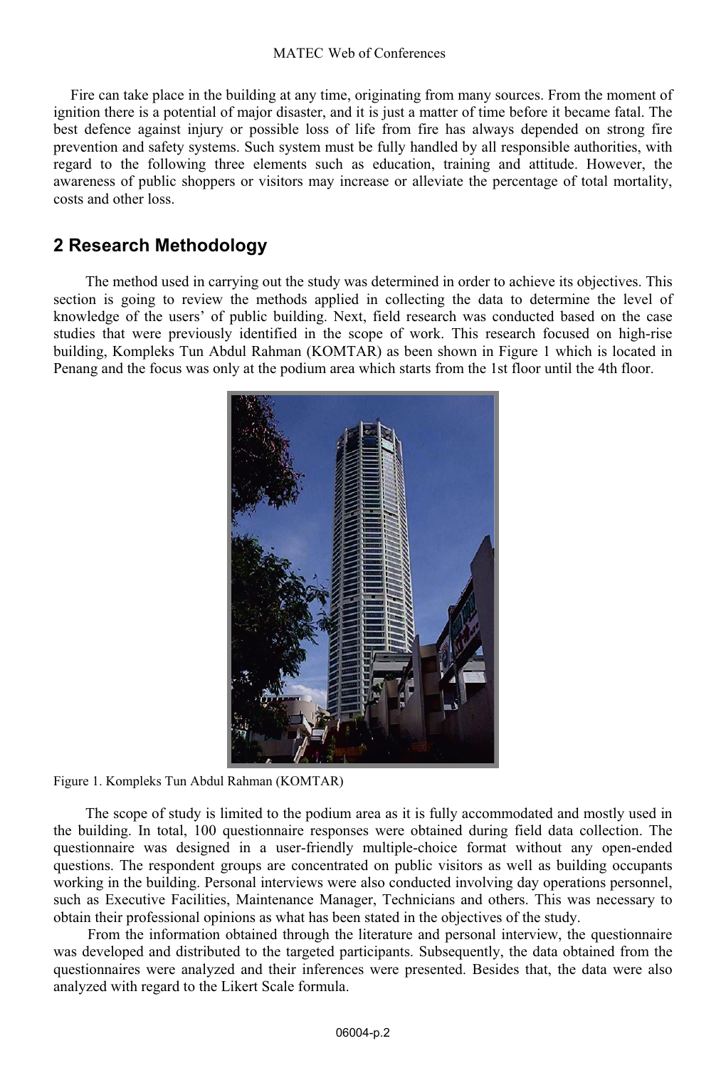Fire can take place in the building at any time, originating from many sources. From the moment of ignition there is a potential of major disaster, and it is just a matter of time before it became fatal. The best defence against injury or possible loss of life from fire has always depended on strong fire prevention and safety systems. Such system must be fully handled by all responsible authorities, with regard to the following three elements such as education, training and attitude. However, the awareness of public shoppers or visitors may increase or alleviate the percentage of total mortality, costs and other loss.

## 2 Research Methodology

The method used in carrying out the study was determined in order to achieve its objectives. This section is going to review the methods applied in collecting the data to determine the level of knowledge of the users' of public building. Next, field research was conducted based on the case studies that were previously identified in the scope of work. This research focused on high-rise building, Kompleks Tun Abdul Rahman (KOMTAR) as been shown in Figure 1 which is located in Penang and the focus was only at the podium area which starts from the 1st floor until the 4th floor.

Figure 1. Kompleks Tun Abdul Rahman (KOMTAR)

The scope of study is limited to the podium area as it is fully accommodated and mostly used in the building. In total, 100 questionnaire responses were obtained during field data collection. The questionnaire was designed in a user-friendly multiple-choice format without any open-ended questions. The respondent groups are concentrated on public visitors as well as building occupants working in the building. Personal interviews were also conducted involving day operations personnel, such as Executive Facilities, Maintenance Manager, Technicians and others. This was necessary to obtain their professional opinions as what has been stated in the objectives of the study.

From the information obtained through the literature and personal interview, the questionnaire was developed and distributed to the targeted participants. Subsequently, the data obtained from the questionnaires were analyzed and their inferences were presented. Besides that, the data were also analyzed with regard to the Likert Scale formula.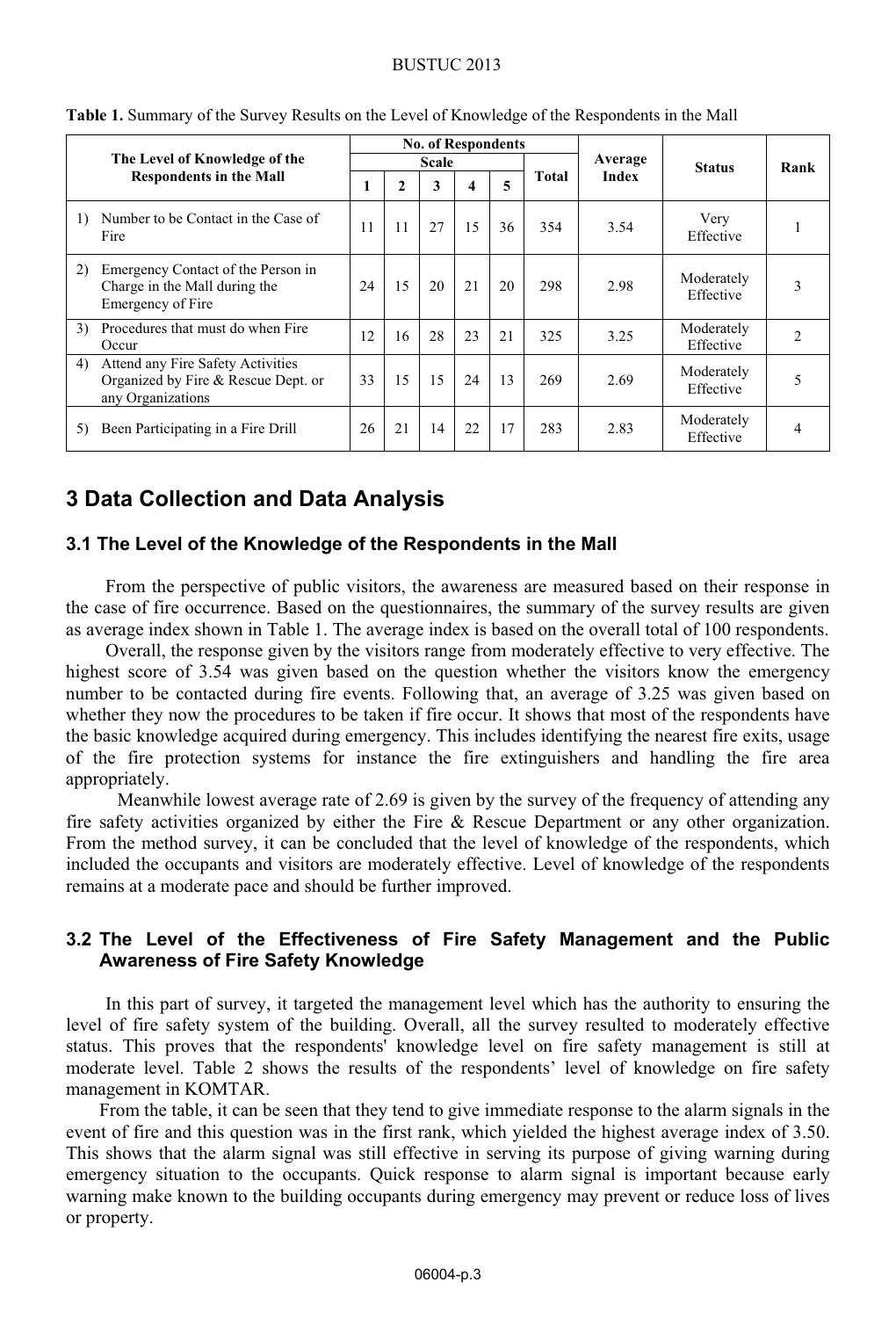**Table 1.** Summary of the Survey Results on the Level of Knowledge of the Respondents in the Mall

| The Level of Knowledge of the Respondents in the Mall | No. of Respondents | | | | | | Average Index | Status | Rank |
|---|---|---|---|---|---|---|---|---|---|
| | Scale | | | | | Total | | | |
| | 1 | 2 | 3 | 4 | 5 | | | | |
| 1) Number to be Contact in the Case of Fire | 11 | 11 | 27 | 15 | 36 | 354 | 3.54 | Very Effective | 1 |
| 2) Emergency Contact of the Person in Charge in the Mall during the Emergency of Fire | 24 | 15 | 20 | 21 | 20 | 298 | 2.98 | Moderately Effective | 3 |
| 3) Procedures that must do when Fire Occur | 12 | 16 | 28 | 23 | 21 | 325 | 3.25 | Moderately Effective | 2 |
| 4) Attend any Fire Safety Activities Organized by Fire & Rescue Dept. or any Organizations | 33 | 15 | 15 | 24 | 13 | 269 | 2.69 | Moderately Effective | 5 |
| 5) Been Participating in a Fire Drill | 26 | 21 | 14 | 22 | 17 | 283 | 2.83 | Moderately Effective | 4 |

## 3 Data Collection and Data Analysis

### 3.1 The Level of the Knowledge of the Respondents in the Mall

From the perspective of public visitors, the awareness are measured based on their response in the case of fire occurrence. Based on the questionnaires, the summary of the survey results are given as average index shown in Table 1. The average index is based on the overall total of 100 respondents.

Overall, the response given by the visitors range from moderately effective to very effective. The highest score of 3.54 was given based on the question whether the visitors know the emergency number to be contacted during fire events. Following that, an average of 3.25 was given based on whether they now the procedures to be taken if fire occur. It shows that most of the respondents have the basic knowledge acquired during emergency. This includes identifying the nearest fire exits, usage of the fire protection systems for instance the fire extinguishers and handling the fire area appropriately.

Meanwhile lowest average rate of 2.69 is given by the survey of the frequency of attending any fire safety activities organized by either the Fire & Rescue Department or any other organization. From the method survey, it can be concluded that the level of knowledge of the respondents, which included the occupants and visitors are moderately effective. Level of knowledge of the respondents remains at a moderate pace and should be further improved.

### 3.2 The Level of the Effectiveness of Fire Safety Management and the Public Awareness of Fire Safety Knowledge

In this part of survey, it targeted the management level which has the authority to ensuring the level of fire safety system of the building. Overall, all the survey resulted to moderately effective status. This proves that the respondents' knowledge level on fire safety management is still at moderate level. Table 2 shows the results of the respondents' level of knowledge on fire safety management in KOMTAR.

From the table, it can be seen that they tend to give immediate response to the alarm signals in the event of fire and this question was in the first rank, which yielded the highest average index of 3.50. This shows that the alarm signal was still effective in serving its purpose of giving warning during emergency situation to the occupants. Quick response to alarm signal is important because early warning make known to the building occupants during emergency may prevent or reduce loss of lives or property.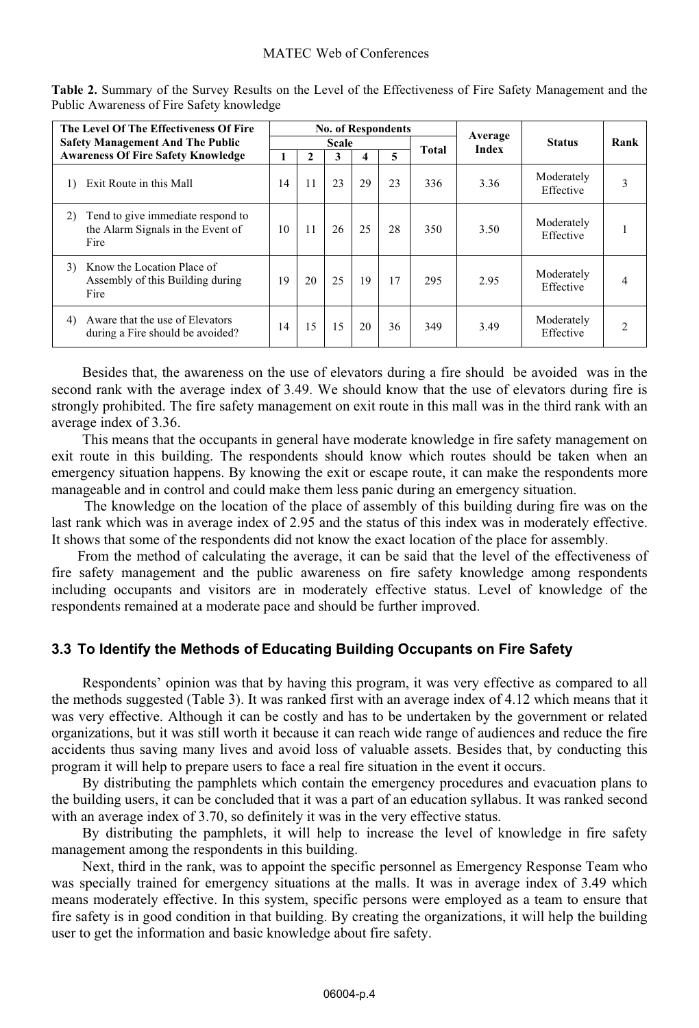**Table 2.** Summary of the Survey Results on the Level of the Effectiveness of Fire Safety Management and the Public Awareness of Fire Safety knowledge

| The Level Of The Effectiveness Of Fire Safety Management And The Public Awareness Of Fire Safety Knowledge | No. of Respondents | | | | | | Average Index | Status | Rank |
|---|---|---|---|---|---|---|---|---|---|
| | Scale | | | | | Total | | | |
| | 1 | 2 | 3 | 4 | 5 | | | | |
| 1) Exit Route in this Mall | 14 | 11 | 23 | 29 | 23 | 336 | 3.36 | Moderately Effective | 3 |
| 2) Tend to give immediate respond to the Alarm Signals in the Event of Fire | 10 | 11 | 26 | 25 | 28 | 350 | 3.50 | Moderately Effective | 1 |
| 3) Know the Location Place of Assembly of this Building during Fire | 19 | 20 | 25 | 19 | 17 | 295 | 2.95 | Moderately Effective | 4 |
| 4) Aware that the use of Elevators during a Fire should be avoided? | 14 | 15 | 15 | 20 | 36 | 349 | 3.49 | Moderately Effective | 2 |

Besides that, the awareness on the use of elevators during a fire should be avoided was in the second rank with the average index of 3.49. We should know that the use of elevators during fire is strongly prohibited. The fire safety management on exit route in this mall was in the third rank with an average index of 3.36.

This means that the occupants in general have moderate knowledge in fire safety management on exit route in this building. The respondents should know which routes should be taken when an emergency situation happens. By knowing the exit or escape route, it can make the respondents more manageable and in control and could make them less panic during an emergency situation.

The knowledge on the location of the place of assembly of this building during fire was on the last rank which was in average index of 2.95 and the status of this index was in moderately effective. It shows that some of the respondents did not know the exact location of the place for assembly.

From the method of calculating the average, it can be said that the level of the effectiveness of fire safety management and the public awareness on fire safety knowledge among respondents including occupants and visitors are in moderately effective status. Level of knowledge of the respondents remained at a moderate pace and should be further improved.

### 3.3 To Identify the Methods of Educating Building Occupants on Fire Safety

Respondents' opinion was that by having this program, it was very effective as compared to all the methods suggested (Table 3). It was ranked first with an average index of 4.12 which means that it was very effective. Although it can be costly and has to be undertaken by the government or related organizations, but it was still worth it because it can reach wide range of audiences and reduce the fire accidents thus saving many lives and avoid loss of valuable assets. Besides that, by conducting this program it will help to prepare users to face a real fire situation in the event it occurs.

By distributing the pamphlets which contain the emergency procedures and evacuation plans to the building users, it can be concluded that it was a part of an education syllabus. It was ranked second with an average index of 3.70, so definitely it was in the very effective status.

By distributing the pamphlets, it will help to increase the level of knowledge in fire safety management among the respondents in this building.

Next, third in the rank, was to appoint the specific personnel as Emergency Response Team who was specially trained for emergency situations at the malls. It was in average index of 3.49 which means moderately effective. In this system, specific persons were employed as a team to ensure that fire safety is in good condition in that building. By creating the organizations, it will help the building user to get the information and basic knowledge about fire safety.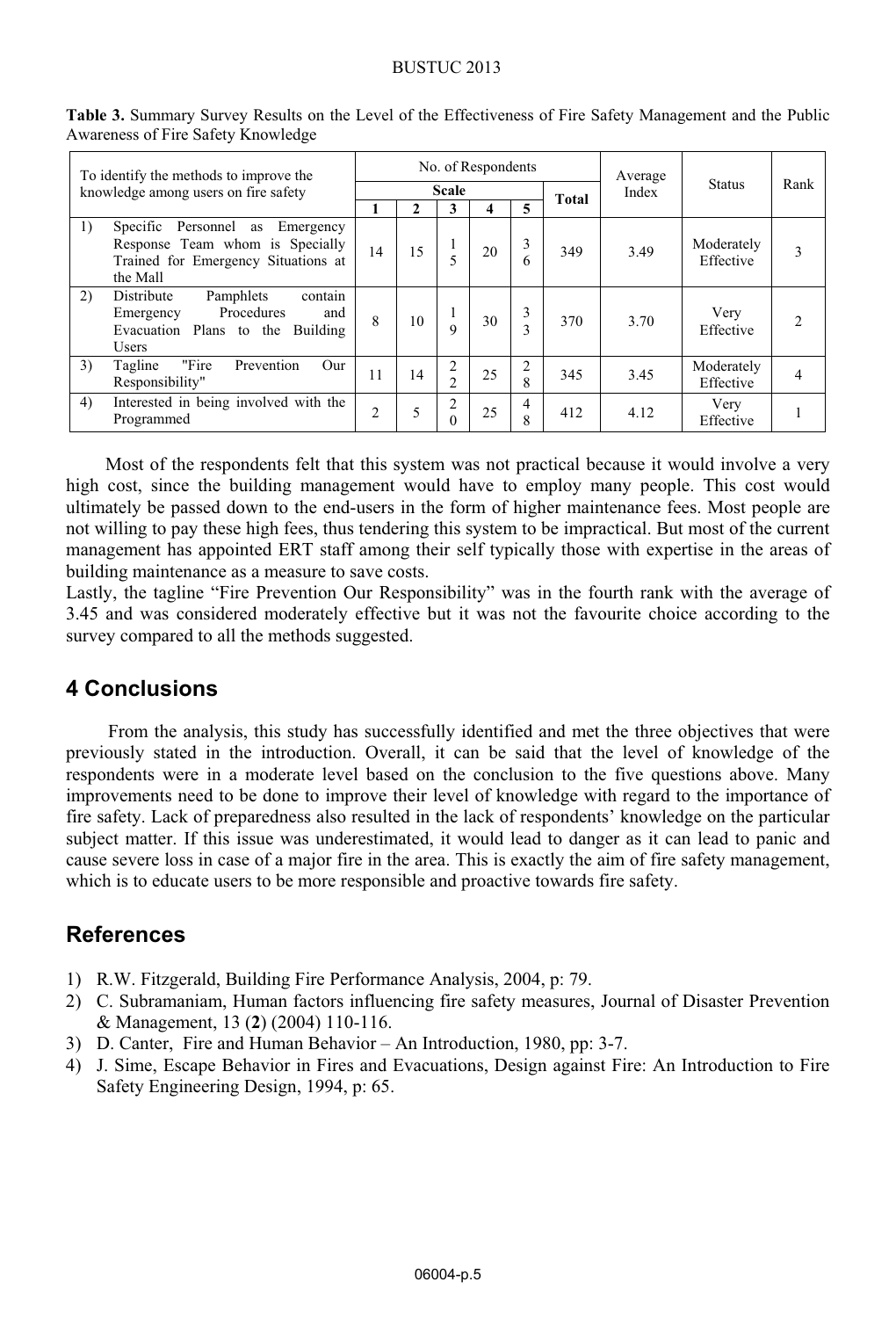**Table 3.** Summary Survey Results on the Level of the Effectiveness of Fire Safety Management and the Public Awareness of Fire Safety Knowledge

| To identify the methods to improve the knowledge among users on fire safety | No. of Respondents | | | | | | Average Index | Status | Rank |
|---|---|---|---|---|---|---|---|---|---|
| | Scale | | | | | Total | | | |
| | 1 | 2 | 3 | 4 | 5 | | | | |
| 1) Specific Personnel as Emergency Response Team whom is Specially Trained for Emergency Situations at the Mall | 14 | 15 | 15 | 20 | 36 | 349 | 3.49 | Moderately Effective | 3 |
| 2) Distribute Pamphlets contain Emergency Procedures and Evacuation Plans to the Building Users | 8 | 10 | 19 | 30 | 33 | 370 | 3.70 | Very Effective | 2 |
| 3) Tagline "Fire Prevention Our Responsibility" | 11 | 14 | 22 | 25 | 28 | 345 | 3.45 | Moderately Effective | 4 |
| 4) Interested in being involved with the Programmed | 2 | 5 | 20 | 25 | 48 | 412 | 4.12 | Very Effective | 1 |

Most of the respondents felt that this system was not practical because it would involve a very high cost, since the building management would have to employ many people. This cost would ultimately be passed down to the end-users in the form of higher maintenance fees. Most people are not willing to pay these high fees, thus tendering this system to be impractical. But most of the current management has appointed ERT staff among their self typically those with expertise in the areas of building maintenance as a measure to save costs.

Lastly, the tagline "Fire Prevention Our Responsibility" was in the fourth rank with the average of 3.45 and was considered moderately effective but it was not the favourite choice according to the survey compared to all the methods suggested.

## 4 Conclusions

From the analysis, this study has successfully identified and met the three objectives that were previously stated in the introduction. Overall, it can be said that the level of knowledge of the respondents were in a moderate level based on the conclusion to the five questions above. Many improvements need to be done to improve their level of knowledge with regard to the importance of fire safety. Lack of preparedness also resulted in the lack of respondents' knowledge on the particular subject matter. If this issue was underestimated, it would lead to danger as it can lead to panic and cause severe loss in case of a major fire in the area. This is exactly the aim of fire safety management, which is to educate users to be more responsible and proactive towards fire safety.

## References

1) R.W. Fitzgerald, Building Fire Performance Analysis, 2004, p: 79.
2) C. Subramaniam, Human factors influencing fire safety measures, Journal of Disaster Prevention & Management, 13 (**2**) (2004) 110-116.
3) D. Canter, Fire and Human Behavior – An Introduction, 1980, pp: 3-7.
4) J. Sime, Escape Behavior in Fires and Evacuations, Design against Fire: An Introduction to Fire Safety Engineering Design, 1994, p: 65.